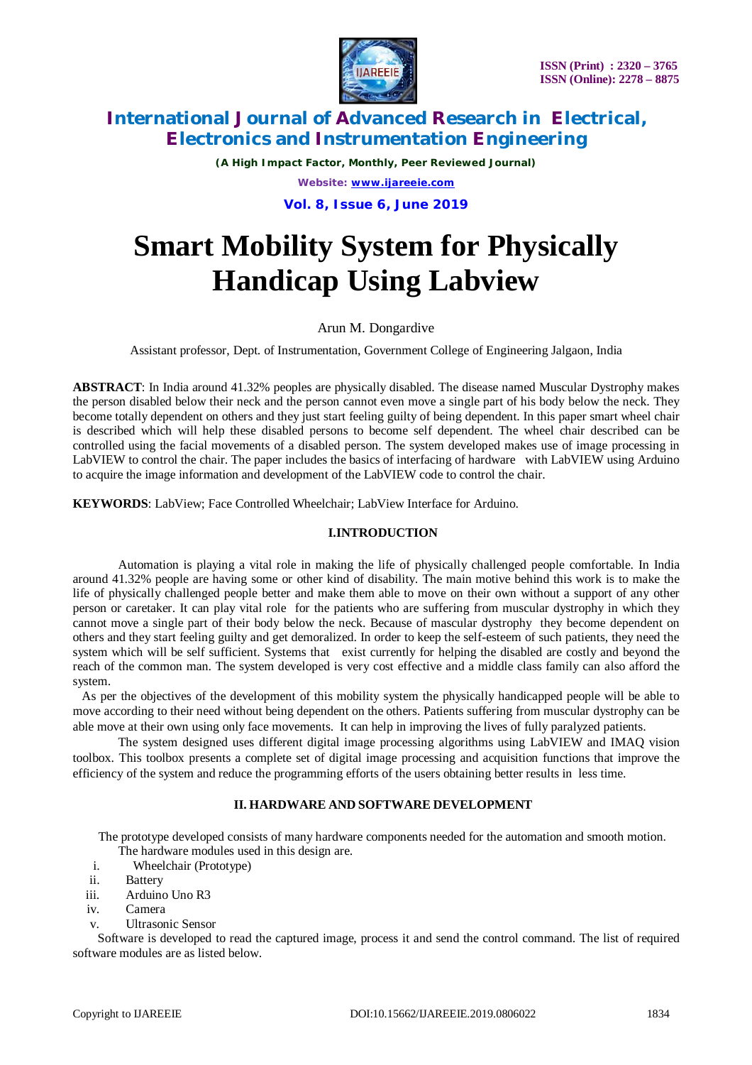# Smart Mobility System for Physically Handicap Using Labview

Arun M. Dongardive

Assistant professor, Dept. of Instrumentation, Government College of Engineering Jalgaon, India

**ABSTRACT**: In India around 41.32% peoples are physically disabled. The disease named Muscular Dystrophy makes the person disabled below their neck and the person cannot even move a single part of his body below the neck. They become totally dependent on others and they just start feeling guilty of being dependent. In this paper smart wheel chair is described which will help these disabled persons to become self dependent. The wheel chair described can be controlled using the facial movements of a disabled person. The system developed makes use of image processing in LabVIEW to control the chair. The paper includes the basics of interfacing of hardware with LabVIEW using Arduino to acquire the image information and development of the LabVIEW code to control the chair.

**KEYWORDS**: LabView; Face Controlled Wheelchair; LabView Interface for Arduino.

## I.INTRODUCTION

Automation is playing a vital role in making the life of physically challenged people comfortable. In India around 41.32% people are having some or other kind of disability. The main motive behind this work is to make the life of physically challenged people better and make them able to move on their own without a support of any other person or caretaker. It can play vital role for the patients who are suffering from muscular dystrophy in which they cannot move a single part of their body below the neck. Because of mascular dystrophy they become dependent on others and they start feeling guilty and get demoralized. In order to keep the self-esteem of such patients, they need the system which will be self sufficient. Systems that exist currently for helping the disabled are costly and beyond the reach of the common man. The system developed is very cost effective and a middle class family can also afford the system.

As per the objectives of the development of this mobility system the physically handicapped people will be able to move according to their need without being dependent on the others. Patients suffering from muscular dystrophy can be able move at their own using only face movements. It can help in improving the lives of fully paralyzed patients.

The system designed uses different digital image processing algorithms using LabVIEW and IMAQ vision toolbox. This toolbox presents a complete set of digital image processing and acquisition functions that improve the efficiency of the system and reduce the programming efforts of the users obtaining better results in less time.

## II. HARDWARE AND SOFTWARE DEVELOPMENT

The prototype developed consists of many hardware components needed for the automation and smooth motion. The hardware modules used in this design are.

i. Wheelchair (Prototype)
ii. Battery
iii. Arduino Uno R3
iv. Camera
v. Ultrasonic Sensor

Software is developed to read the captured image, process it and send the control command. The list of required software modules are as listed below.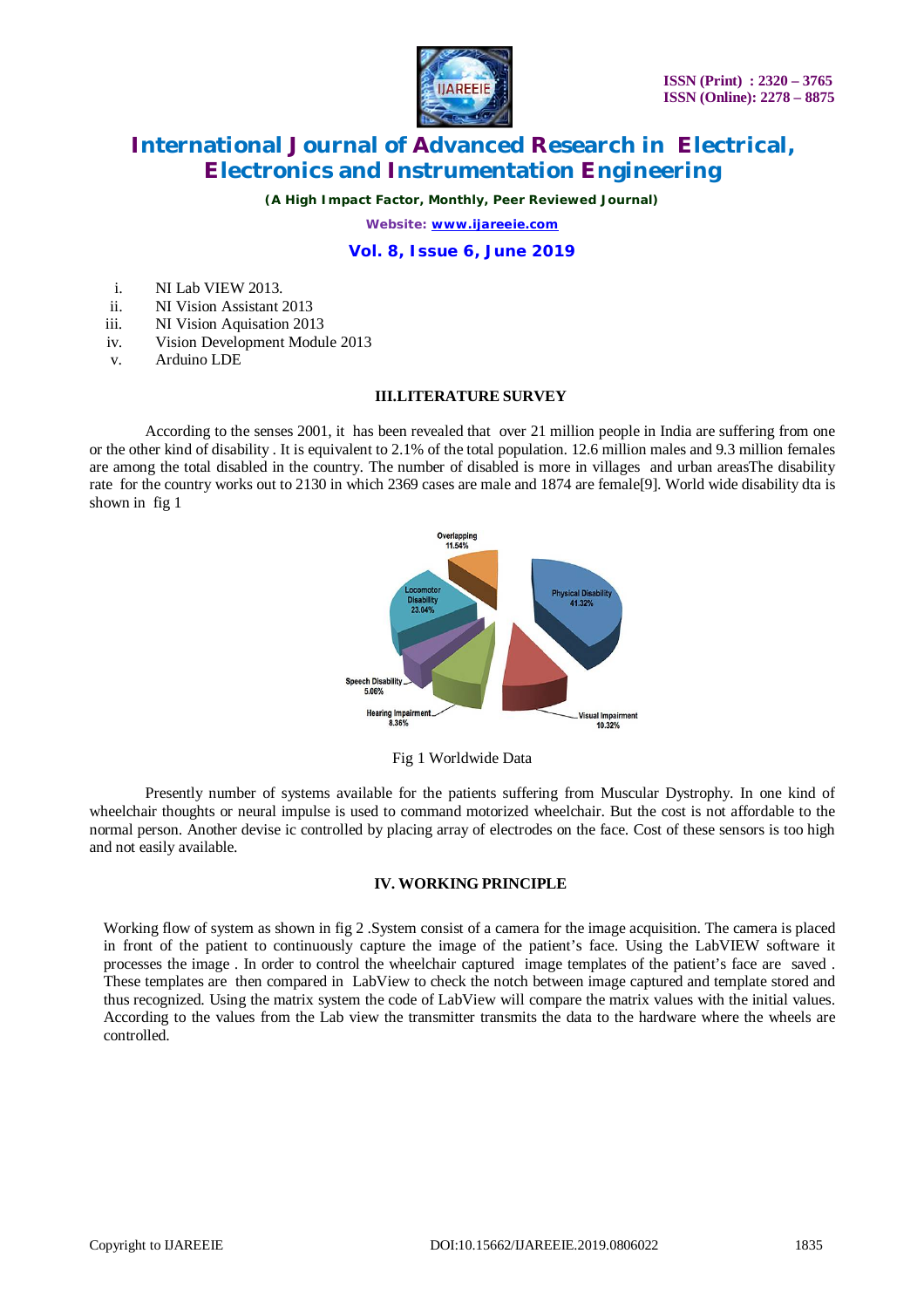i. NI Lab VIEW 2013.
ii. NI Vision Assistant 2013
iii. NI Vision Aquisation 2013
iv. Vision Development Module 2013
v. Arduino LDE

## III.LITERATURE SURVEY

According to the senses 2001, it has been revealed that over 21 million people in India are suffering from one or the other kind of disability . It is equivalent to 2.1% of the total population. 12.6 million males and 9.3 million females are among the total disabled in the country. The number of disabled is more in villages and urban areasThe disability rate for the country works out to 2130 in which 2369 cases are male and 1874 are female[9]. World wide disability dta is shown in fig 1

Fig 1 Worldwide Data

Presently number of systems available for the patients suffering from Muscular Dystrophy. In one kind of wheelchair thoughts or neural impulse is used to command motorized wheelchair. But the cost is not affordable to the normal person. Another devise ic controlled by placing array of electrodes on the face. Cost of these sensors is too high and not easily available.

## IV. WORKING PRINCIPLE

Working flow of system as shown in fig 2 .System consist of a camera for the image acquisition. The camera is placed in front of the patient to continuously capture the image of the patient's face. Using the LabVIEW software it processes the image . In order to control the wheelchair captured image templates of the patient's face are saved . These templates are then compared in LabView to check the notch between image captured and template stored and thus recognized. Using the matrix system the code of LabView will compare the matrix values with the initial values. According to the values from the Lab view the transmitter transmits the data to the hardware where the wheels are controlled.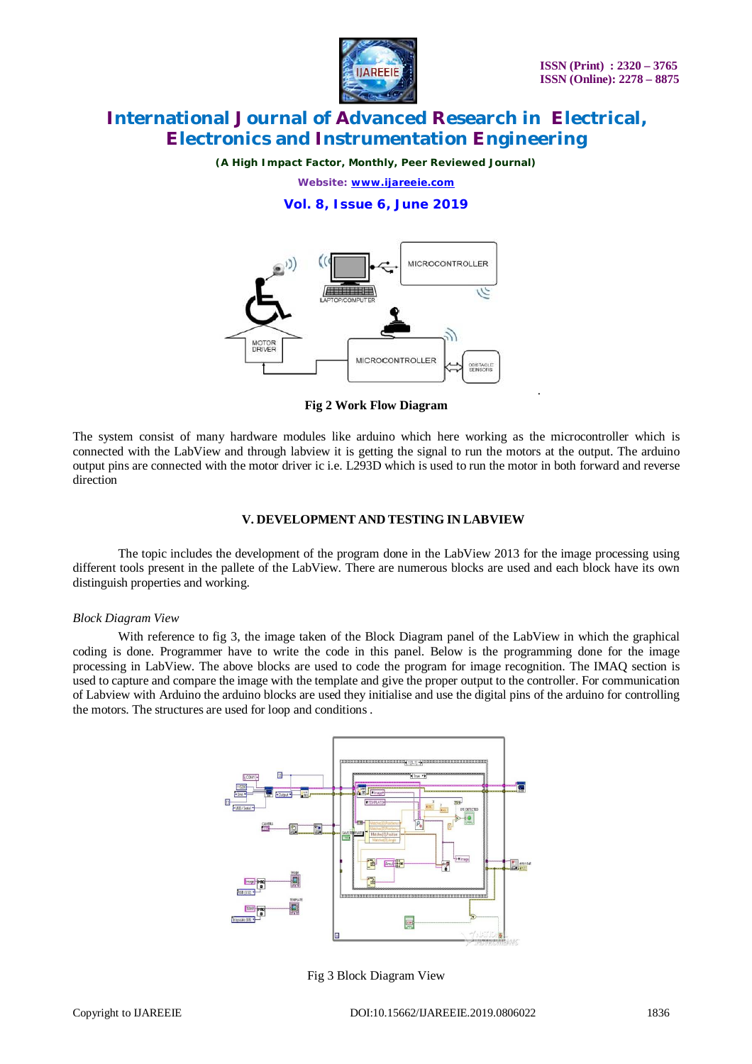Fig 2 Work Flow Diagram

The system consist of many hardware modules like arduino which here working as the microcontroller which is connected with the LabView and through labview it is getting the signal to run the motors at the output. The arduino output pins are connected with the motor driver ic i.e. L293D which is used to run the motor in both forward and reverse direction

## V. DEVELOPMENT AND TESTING IN LABVIEW

The topic includes the development of the program done in the LabView 2013 for the image processing using different tools present in the pallete of the LabView. There are numerous blocks are used and each block have its own distinguish properties and working.

*Block Diagram View*

With reference to fig 3, the image taken of the Block Diagram panel of the LabView in which the graphical coding is done. Programmer have to write the code in this panel. Below is the programming done for the image processing in LabView. The above blocks are used to code the program for image recognition. The IMAQ section is used to capture and compare the image with the template and give the proper output to the controller. For communication of Labview with Arduino the arduino blocks are used they initialise and use the digital pins of the arduino for controlling the motors. The structures are used for loop and conditions .

Fig 3 Block Diagram View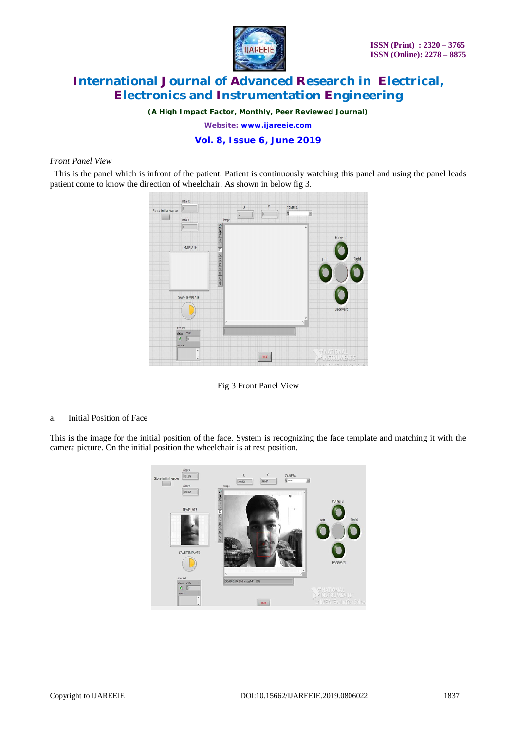*Front Panel View*

This is the panel which is infront of the patient. Patient is continuously watching this panel and using the panel leads patient come to know the direction of wheelchair. As shown in below fig 3.

Fig 3 Front Panel View

a. Initial Position of Face

This is the image for the initial position of the face. System is recognizing the face template and matching it with the camera picture. On the initial position the wheelchair is at rest position.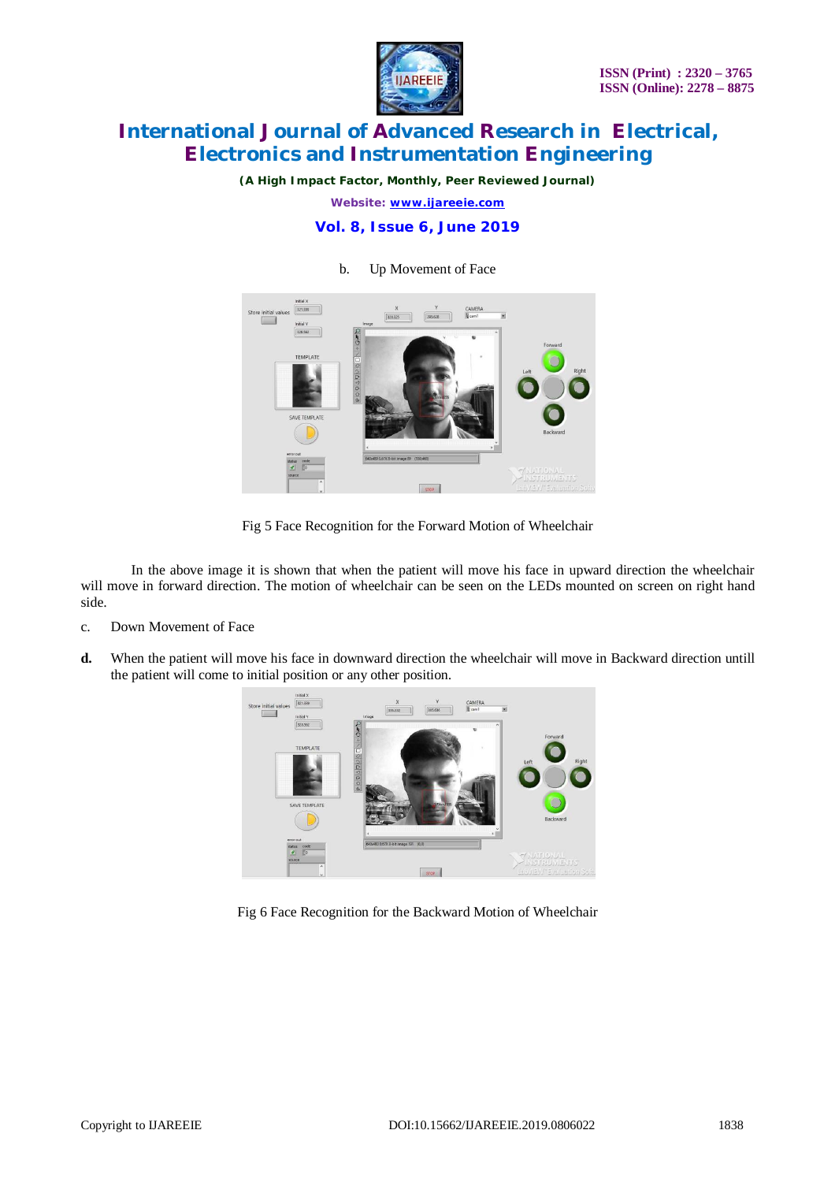b. Up Movement of Face

Fig 5 Face Recognition for the Forward Motion of Wheelchair

In the above image it is shown that when the patient will move his face in upward direction the wheelchair will move in forward direction. The motion of wheelchair can be seen on the LEDs mounted on screen on right hand side.

c. Down Movement of Face

**d.** When the patient will move his face in downward direction the wheelchair will move in Backward direction untill the patient will come to initial position or any other position.

Fig 6 Face Recognition for the Backward Motion of Wheelchair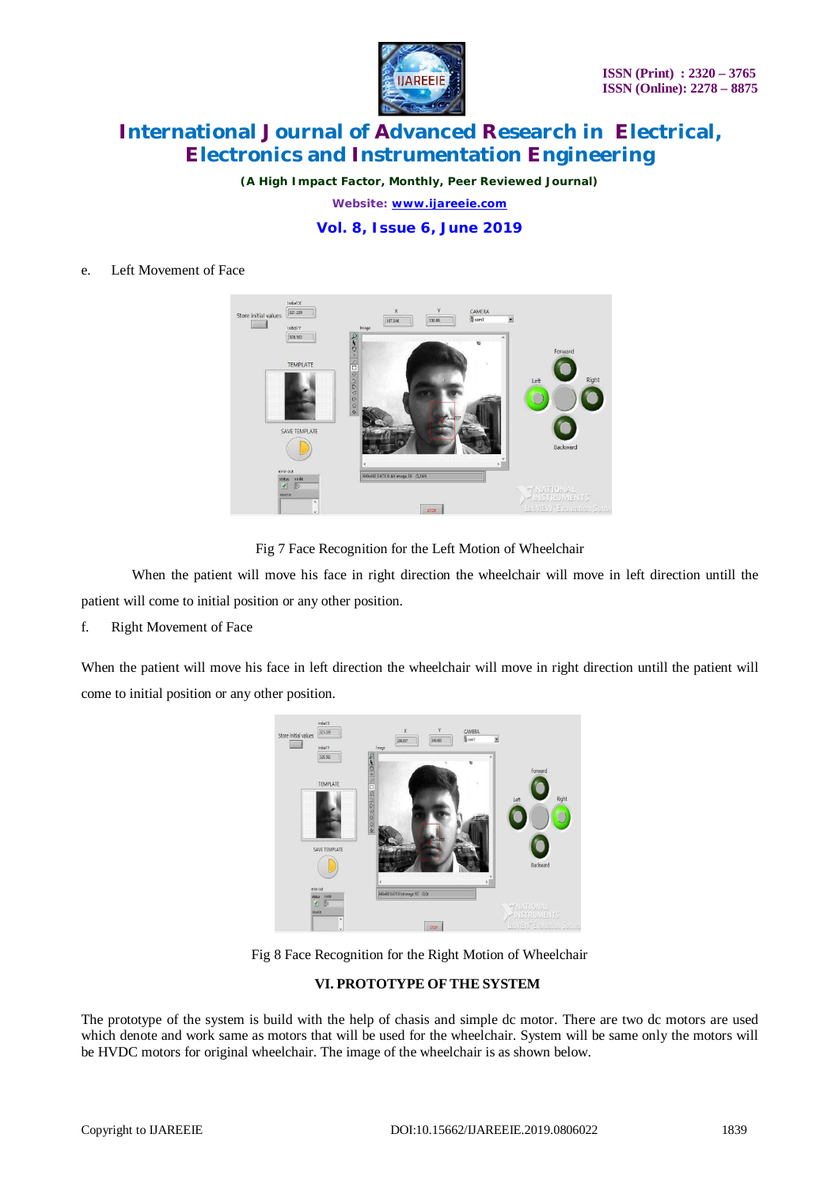e. Left Movement of Face

Fig 7 Face Recognition for the Left Motion of Wheelchair

When the patient will move his face in right direction the wheelchair will move in left direction untill the patient will come to initial position or any other position.

f. Right Movement of Face

When the patient will move his face in left direction the wheelchair will move in right direction untill the patient will come to initial position or any other position.

Fig 8 Face Recognition for the Right Motion of Wheelchair

## VI. PROTOTYPE OF THE SYSTEM

The prototype of the system is build with the help of chasis and simple dc motor. There are two dc motors are used which denote and work same as motors that will be used for the wheelchair. System will be same only the motors will be HVDC motors for original wheelchair. The image of the wheelchair is as shown below.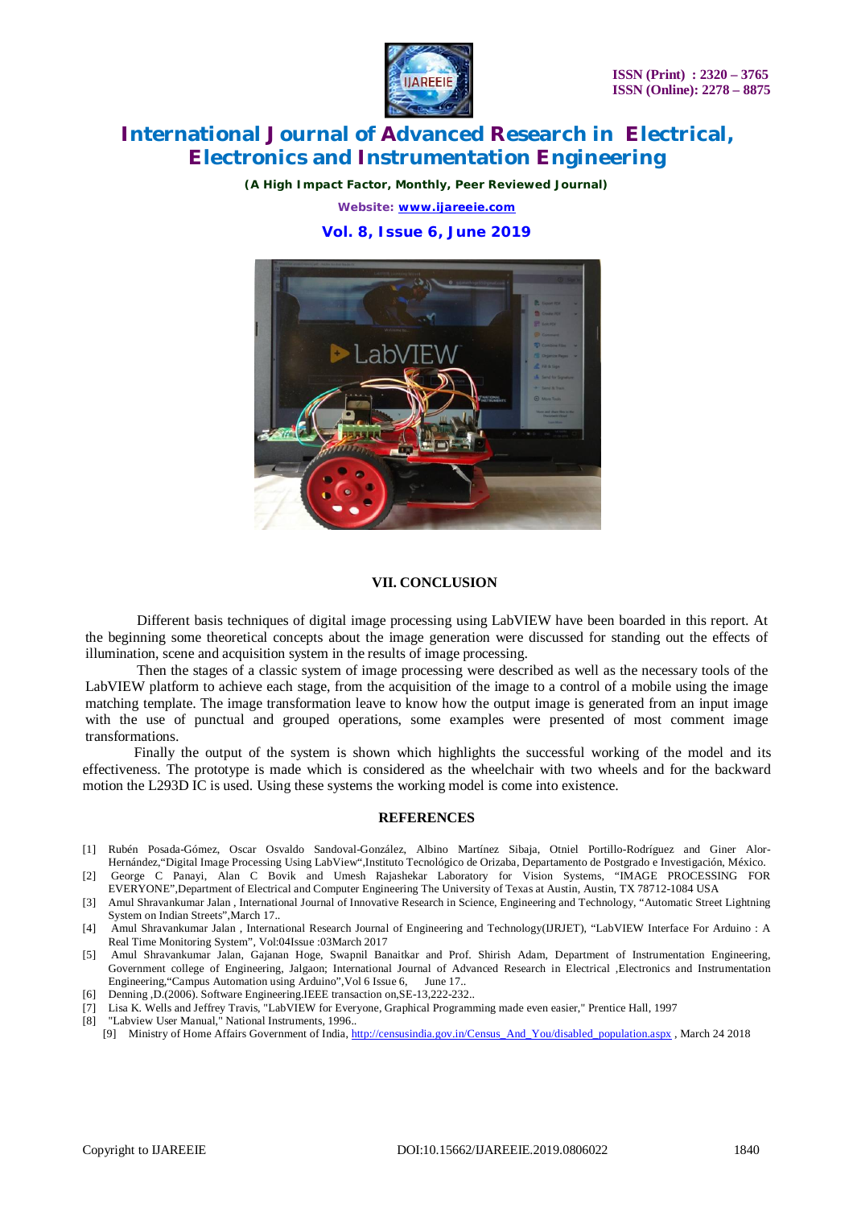## VII. CONCLUSION

Different basis techniques of digital image processing using LabVIEW have been boarded in this report. At the beginning some theoretical concepts about the image generation were discussed for standing out the effects of illumination, scene and acquisition system in the results of image processing.

Then the stages of a classic system of image processing were described as well as the necessary tools of the LabVIEW platform to achieve each stage, from the acquisition of the image to a control of a mobile using the image matching template. The image transformation leave to know how the output image is generated from an input image with the use of punctual and grouped operations, some examples were presented of most comment image transformations.

Finally the output of the system is shown which highlights the successful working of the model and its effectiveness. The prototype is made which is considered as the wheelchair with two wheels and for the backward motion the L293D IC is used. Using these systems the working model is come into existence.

## REFERENCES

[1] Rubén Posada-Gómez, Oscar Osvaldo Sandoval-González, Albino Martínez Sibaja, Otniel Portillo-Rodríguez and Giner Alor-Hernández,"Digital Image Processing Using LabView",Instituto Tecnológico de Orizaba, Departamento de Postgrado e Investigación, México.

[2] George C Panayi, Alan C Bovik and Umesh Rajashekar Laboratory for Vision Systems, "IMAGE PROCESSING FOR EVERYONE",Department of Electrical and Computer Engineering The University of Texas at Austin, Austin, TX 78712-1084 USA

[3] Amul Shravankumar Jalan , International Journal of Innovative Research in Science, Engineering and Technology, "Automatic Street Lightning System on Indian Streets",March 17..

[4] Amul Shravankumar Jalan , International Research Journal of Engineering and Technology(IJRJET), "LabVIEW Interface For Arduino : A Real Time Monitoring System", Vol:04Issue :03March 2017

[5] Amul Shravankumar Jalan, Gajanan Hoge, Swapnil Banaitkar and Prof. Shirish Adam, Department of Instrumentation Engineering, Government college of Engineering, Jalgaon; International Journal of Advanced Research in Electrical ,Electronics and Instrumentation Engineering,"Campus Automation using Arduino",Vol 6 Issue 6, June 17..

[6] Denning ,D.(2006). Software Engineering.IEEE transaction on,SE-13,222-232..

[7] Lisa K. Wells and Jeffrey Travis, "LabVIEW for Everyone, Graphical Programming made even easier," Prentice Hall, 1997

[8] "Labview User Manual," National Instruments, 1996..

[9] Ministry of Home Affairs Government of India, http://censusindia.gov.in/Census_And_You/disabled_population.aspx , March 24 2018